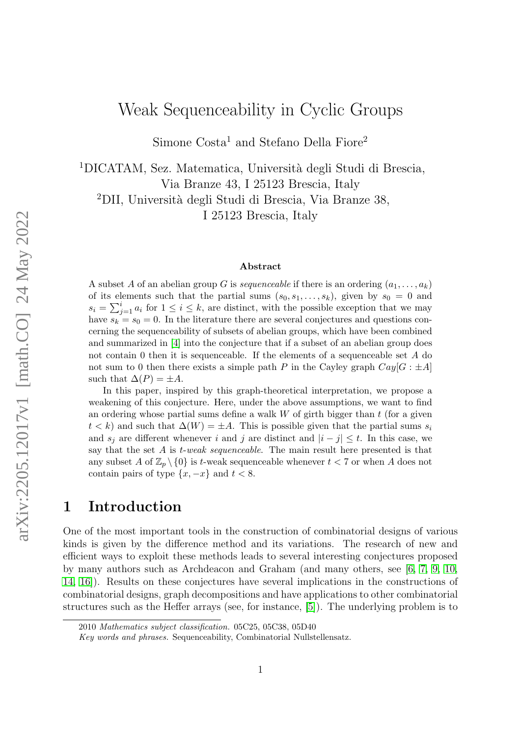# Weak Sequenceability in Cyclic Groups

Simone Costa[1] and Stefano Della Fiore[2]

[1]DICATAM, Sez. Matematica, Università degli Studi di Brescia, Via Branze 43, I 25123 Brescia, Italy

[2]DII, Università degli Studi di Brescia, Via Branze 38, I 25123 Brescia, Italy

### Abstract

A subset $A$ of an abelian group $G$ is *sequenceable* if there is an ordering $(a_1, \dots, a_k)$ of its elements such that the partial sums $(s_0, s_1, \dots, s_k)$, given by $s_0 = 0$ and $s_i = \sum_{j=1}^{i} a_i$ for $1 \leq i \leq k$, are distinct, with the possible exception that we may have $s_k = s_0 = 0$. In the literature there are several conjectures and questions concerning the sequenceability of subsets of abelian groups, which have been combined and summarized in [4] into the conjecture that if a subset of an abelian group does not contain 0 then it is sequenceable. If the elements of a sequenceable set $A$ do not sum to 0 then there exists a simple path $P$ in the Cayley graph $Cay[G : \pm A]$ such that $\Delta(P) = \pm A$.

In this paper, inspired by this graph-theoretical interpretation, we propose a weakening of this conjecture. Here, under the above assumptions, we want to find an ordering whose partial sums define a walk $W$ of girth bigger than $t$ (for a given $t < k$) and such that $\Delta(W) = \pm A$. This is possible given that the partial sums $s_i$ and $s_j$ are different whenever $i$ and $j$ are distinct and $|i - j| \leq t$. In this case, we say that the set $A$ is *t-weak sequenceable*. The main result here presented is that any subset $A$ of $\mathbb{Z}_p \setminus \{0\}$ is $t$-weak sequenceable whenever $t < 7$ or when $A$ does not contain pairs of type $\{x, -x\}$ and $t < 8$.

## 1 Introduction

One of the most important tools in the construction of combinatorial designs of various kinds is given by the difference method and its variations. The research of new and efficient ways to exploit these methods leads to several interesting conjectures proposed by many authors such as Archdeacon and Graham (and many others, see [6, 7, 9, 10, 14, 16]). Results on these conjectures have several implications in the constructions of combinatorial designs, graph decompositions and have applications to other combinatorial structures such as the Heffer arrays (see, for instance, [5]). The underlying problem is to

---

2010 *Mathematics subject classification.* 05C25, 05C38, 05D40

*Key words and phrases.* Sequenceability, Combinatorial Nullstellensatz.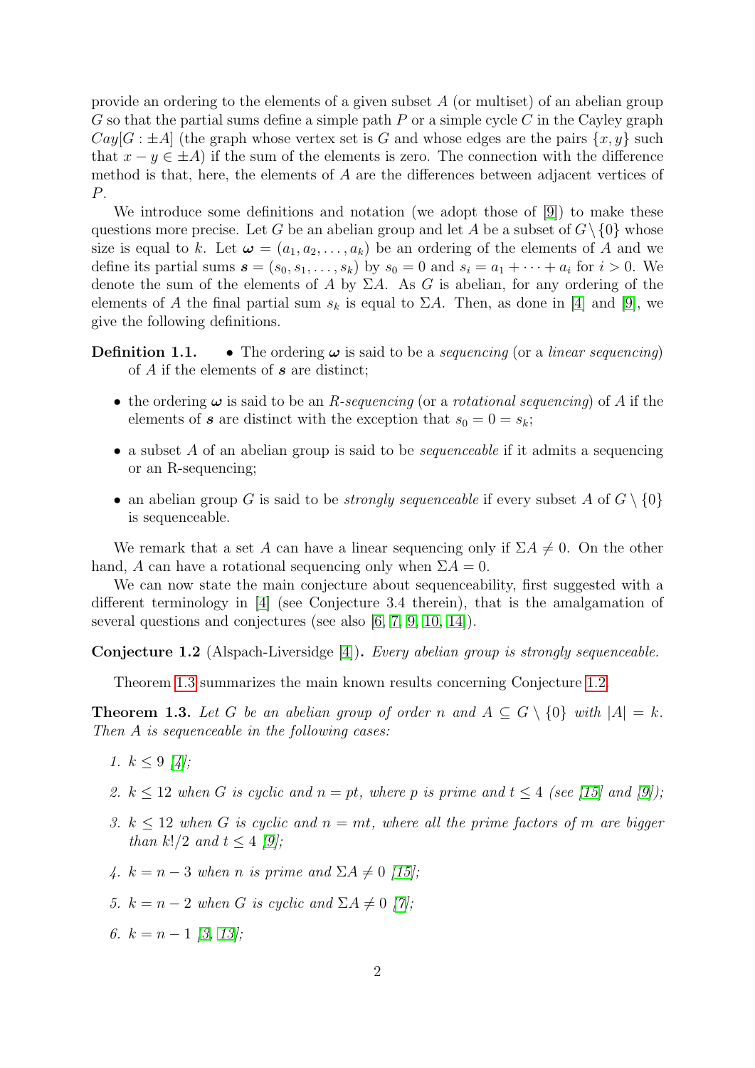provide an ordering to the elements of a given subset $A$ (or multiset) of an abelian group $G$ so that the partial sums define a simple path $P$ or a simple cycle $C$ in the Cayley graph $Cay[G : \pm A]$ (the graph whose vertex set is $G$ and whose edges are the pairs $\{x, y\}$ such that $x - y \in \pm A$) if the sum of the elements is zero. The connection with the difference method is that, here, the elements of $A$ are the differences between adjacent vertices of $P$.

We introduce some definitions and notation (we adopt those of [9]) to make these questions more precise. Let $G$ be an abelian group and let $A$ be a subset of $G \setminus \{0\}$ whose size is equal to $k$. Let $\boldsymbol{\omega} = (a_1, a_2, \ldots, a_k)$ be an ordering of the elements of $A$ and we define its partial sums $\boldsymbol{s} = (s_0, s_1, \ldots, s_k)$ by $s_0 = 0$ and $s_i = a_1 + \cdots + a_i$ for $i > 0$. We denote the sum of the elements of $A$ by $\Sigma A$. As $G$ is abelian, for any ordering of the elements of $A$ the final partial sum $s_k$ is equal to $\Sigma A$. Then, as done in [4] and [9], we give the following definitions.

**Definition 1.1.**

- The ordering $\boldsymbol{\omega}$ is said to be a *sequencing* (or a *linear sequencing*) of $A$ if the elements of $\boldsymbol{s}$ are distinct;
- the ordering $\boldsymbol{\omega}$ is said to be an *R-sequencing* (or a *rotational sequencing*) of $A$ if the elements of $\boldsymbol{s}$ are distinct with the exception that $s_0 = 0 = s_k$;
- a subset $A$ of an abelian group is said to be *sequenceable* if it admits a sequencing or an R-sequencing;
- an abelian group $G$ is said to be *strongly sequenceable* if every subset $A$ of $G \setminus \{0\}$ is sequenceable.

We remark that a set $A$ can have a linear sequencing only if $\Sigma A \neq 0$. On the other hand, $A$ can have a rotational sequencing only when $\Sigma A = 0$.

We can now state the main conjecture about sequenceability, first suggested with a different terminology in [4] (see Conjecture 3.4 therein), that is the amalgamation of several questions and conjectures (see also [6, 7, 9, 10, 14]).

**Conjecture 1.2** (Alspach-Liversidge [4]). *Every abelian group is strongly sequenceable.*

Theorem 1.3 summarizes the main known results concerning Conjecture 1.2.

**Theorem 1.3.** *Let $G$ be an abelian group of order $n$ and $A \subseteq G \setminus \{0\}$ with $|A| = k$. Then $A$ is sequenceable in the following cases:*

1. *$k \leq 9$ [4];*
2. *$k \leq 12$ when $G$ is cyclic and $n = pt$, where $p$ is prime and $t \leq 4$ (see [15] and [9]);*
3. *$k \leq 12$ when $G$ is cyclic and $n = mt$, where all the prime factors of $m$ are bigger than $k!/2$ and $t \leq 4$ [9];*
4. *$k = n - 3$ when $n$ is prime and $\Sigma A \neq 0$ [15];*
5. *$k = n - 2$ when $G$ is cyclic and $\Sigma A \neq 0$ [7];*
6. *$k = n - 1$ [3, 13];*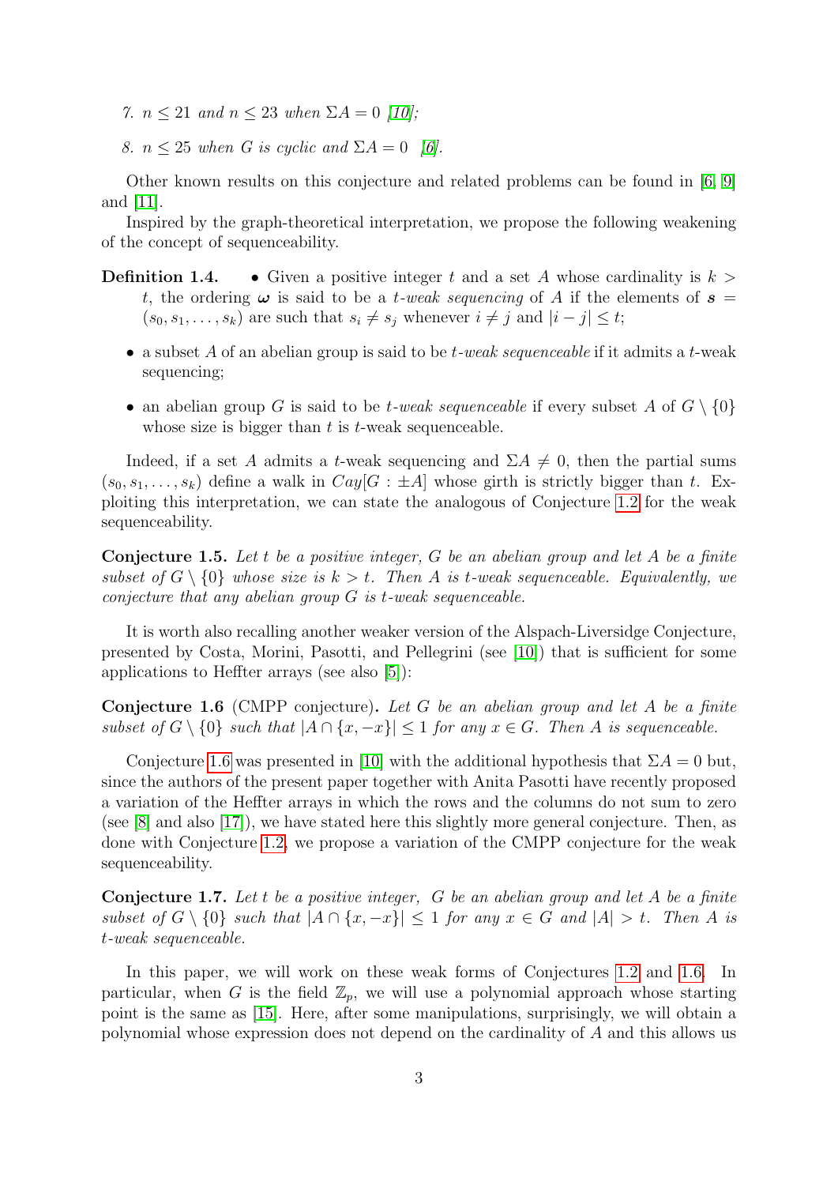7. $n \leq 21$ *and* $n \leq 23$ *when* $\Sigma A = 0$ *[10];*

8. $n \leq 25$ *when* $G$ *is cyclic and* $\Sigma A = 0$ *[6].*

Other known results on this conjecture and related problems can be found in [6, 9] and [11].

Inspired by the graph-theoretical interpretation, we propose the following weakening of the concept of sequenceability.

**Definition 1.4.**

- Given a positive integer $t$ and a set $A$ whose cardinality is $k > t$, the ordering $\boldsymbol{\omega}$ is said to be a *$t$-weak sequencing* of $A$ if the elements of $\boldsymbol{s} = (s_0, s_1, \ldots, s_k)$ are such that $s_i \neq s_j$ whenever $i \neq j$ and $|i - j| \leq t$;
- a subset $A$ of an abelian group is said to be *$t$-weak sequenceable* if it admits a $t$-weak sequencing;
- an abelian group $G$ is said to be *$t$-weak sequenceable* if every subset $A$ of $G \setminus \{0\}$ whose size is bigger than $t$ is $t$-weak sequenceable.

Indeed, if a set $A$ admits a $t$-weak sequencing and $\Sigma A \neq 0$, then the partial sums $(s_0, s_1, \ldots, s_k)$ define a walk in $Cay[G : \pm A]$ whose girth is strictly bigger than $t$. Exploiting this interpretation, we can state the analogous of Conjecture 1.2 for the weak sequenceability.

**Conjecture 1.5.** *Let $t$ be a positive integer, $G$ be an abelian group and let $A$ be a finite subset of $G \setminus \{0\}$ whose size is $k > t$. Then $A$ is $t$-weak sequenceable. Equivalently, we conjecture that any abelian group $G$ is $t$-weak sequenceable.*

It is worth also recalling another weaker version of the Alspach-Liversidge Conjecture, presented by Costa, Morini, Pasotti, and Pellegrini (see [10]) that is sufficient for some applications to Heffter arrays (see also [5]):

**Conjecture 1.6** (CMPP conjecture)**.** *Let $G$ be an abelian group and let $A$ be a finite subset of $G \setminus \{0\}$ such that $|A \cap \{x, -x\}| \leq 1$ for any $x \in G$. Then $A$ is sequenceable.*

Conjecture 1.6 was presented in [10] with the additional hypothesis that $\Sigma A = 0$ but, since the authors of the present paper together with Anita Pasotti have recently proposed a variation of the Heffter arrays in which the rows and the columns do not sum to zero (see [8] and also [17]), we have stated here this slightly more general conjecture. Then, as done with Conjecture 1.2, we propose a variation of the CMPP conjecture for the weak sequenceability.

**Conjecture 1.7.** *Let $t$ be a positive integer, $G$ be an abelian group and let $A$ be a finite subset of $G \setminus \{0\}$ such that $|A \cap \{x, -x\}| \leq 1$ for any $x \in G$ and $|A| > t$. Then $A$ is $t$-weak sequenceable.*

In this paper, we will work on these weak forms of Conjectures 1.2 and 1.6. In particular, when $G$ is the field $\mathbb{Z}_p$, we will use a polynomial approach whose starting point is the same as [15]. Here, after some manipulations, surprisingly, we will obtain a polynomial whose expression does not depend on the cardinality of $A$ and this allows us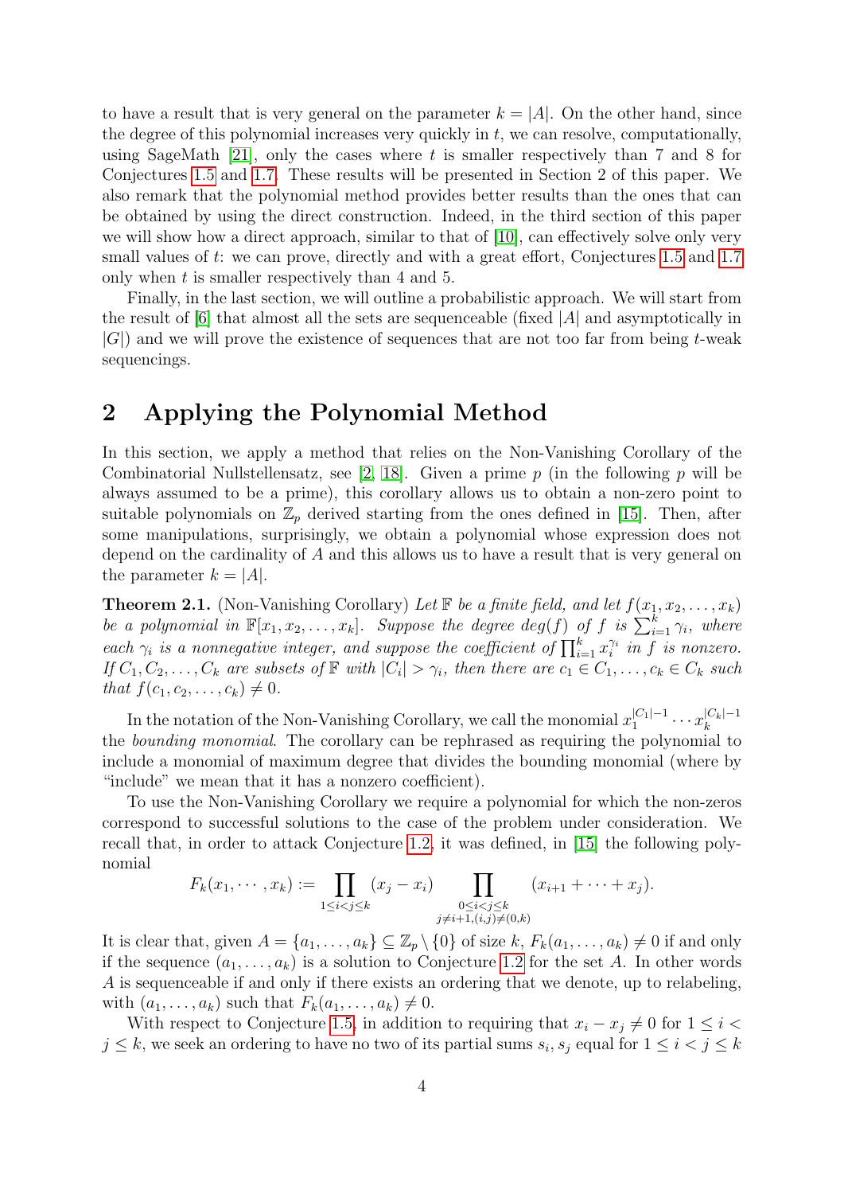to have a result that is very general on the parameter $k = |A|$. On the other hand, since the degree of this polynomial increases very quickly in $t$, we can resolve, computationally, using SageMath [21], only the cases where $t$ is smaller respectively than 7 and 8 for Conjectures 1.5 and 1.7. These results will be presented in Section 2 of this paper. We also remark that the polynomial method provides better results than the ones that can be obtained by using the direct construction. Indeed, in the third section of this paper we will show how a direct approach, similar to that of [10], can effectively solve only very small values of $t$: we can prove, directly and with a great effort, Conjectures 1.5 and 1.7 only when $t$ is smaller respectively than 4 and 5.

Finally, in the last section, we will outline a probabilistic approach. We will start from the result of [6] that almost all the sets are sequenceable (fixed $|A|$ and asymptotically in $|G|$) and we will prove the existence of sequences that are not too far from being $t$-weak sequencings.

## 2 Applying the Polynomial Method

In this section, we apply a method that relies on the Non-Vanishing Corollary of the Combinatorial Nullstellensatz, see [2, 18]. Given a prime $p$ (in the following $p$ will be always assumed to be a prime), this corollary allows us to obtain a non-zero point to suitable polynomials on $\mathbb{Z}_p$ derived starting from the ones defined in [15]. Then, after some manipulations, surprisingly, we obtain a polynomial whose expression does not depend on the cardinality of $A$ and this allows us to have a result that is very general on the parameter $k = |A|$.

**Theorem 2.1.** (Non-Vanishing Corollary) *Let $\mathbb{F}$ be a finite field, and let $f(x_1, x_2, \ldots, x_k)$ be a polynomial in $\mathbb{F}[x_1, x_2, \ldots, x_k]$. Suppose the degree $deg(f)$ of $f$ is $\sum_{i=1}^{k} \gamma_i$, where each $\gamma_i$ is a nonnegative integer, and suppose the coefficient of $\prod_{i=1}^{k} x_i^{\gamma_i}$ in $f$ is nonzero. If $C_1, C_2, \ldots, C_k$ are subsets of $\mathbb{F}$ with $|C_i| > \gamma_i$, then there are $c_1 \in C_1, \ldots, c_k \in C_k$ such that $f(c_1, c_2, \ldots, c_k) \neq 0$.*

In the notation of the Non-Vanishing Corollary, we call the monomial $x_1^{|C_1|-1} \cdots x_k^{|C_k|-1}$ the *bounding monomial*. The corollary can be rephrased as requiring the polynomial to include a monomial of maximum degree that divides the bounding monomial (where by "include" we mean that it has a nonzero coefficient).

To use the Non-Vanishing Corollary we require a polynomial for which the non-zeros correspond to successful solutions to the case of the problem under consideration. We recall that, in order to attack Conjecture 1.2, it was defined, in [15] the following polynomial

$$F_k(x_1, \cdots, x_k) := \prod_{1 \leq i < j \leq k} (x_j - x_i) \prod_{\substack{0 \leq i < j \leq k \\ j \neq i+1, (i,j) \neq (0,k)}} (x_{i+1} + \cdots + x_j).$$

It is clear that, given $A = \{a_1, \ldots, a_k\} \subseteq \mathbb{Z}_p \setminus \{0\}$ of size $k$, $F_k(a_1, \ldots, a_k) \neq 0$ if and only if the sequence $(a_1, \ldots, a_k)$ is a solution to Conjecture 1.2 for the set $A$. In other words $A$ is sequenceable if and only if there exists an ordering that we denote, up to relabeling, with $(a_1, \ldots, a_k)$ such that $F_k(a_1, \ldots, a_k) \neq 0$.

With respect to Conjecture 1.5, in addition to requiring that $x_i - x_j \neq 0$ for $1 \leq i < j \leq k$, we seek an ordering to have no two of its partial sums $s_i, s_j$ equal for $1 \leq i < j \leq k$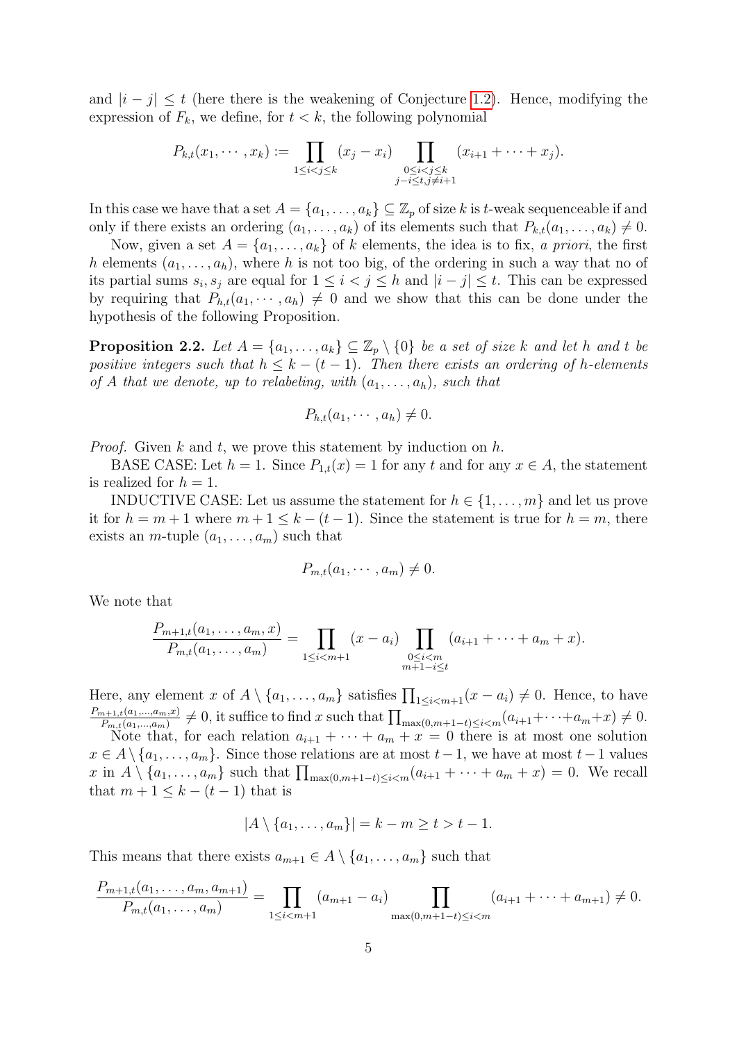and $|i-j| \leq t$ (here there is the weakening of Conjecture 1.2). Hence, modifying the expression of $F_k$, we define, for $t < k$, the following polynomial

$$P_{k,t}(x_1, \cdots, x_k) := \prod_{1 \leq i < j \leq k} (x_j - x_i) \prod_{\substack{0 \leq i < j \leq k \\ j-i \leq t, j \neq i+1}} (x_{i+1} + \cdots + x_j).$$

In this case we have that a set $A = \{a_1, \ldots, a_k\} \subseteq \mathbb{Z}_p$ of size $k$ is $t$-weak sequenceable if and only if there exists an ordering $(a_1, \ldots, a_k)$ of its elements such that $P_{k,t}(a_1, \ldots, a_k) \neq 0$.

Now, given a set $A = \{a_1, \ldots, a_k\}$ of $k$ elements, the idea is to fix, *a priori*, the first $h$ elements $(a_1, \ldots, a_h)$, where $h$ is not too big, of the ordering in such a way that no of its partial sums $s_i, s_j$ are equal for $1 \leq i < j \leq h$ and $|i-j| \leq t$. This can be expressed by requiring that $P_{h,t}(a_1, \cdots, a_h) \neq 0$ and we show that this can be done under the hypothesis of the following Proposition.

**Proposition 2.2.** *Let $A = \{a_1, \ldots, a_k\} \subseteq \mathbb{Z}_p \setminus \{0\}$ be a set of size $k$ and let $h$ and $t$ be positive integers such that $h \leq k-(t-1)$. Then there exists an ordering of $h$-elements of $A$ that we denote, up to relabeling, with $(a_1, \ldots, a_h)$, such that*

$$P_{h,t}(a_1, \cdots, a_h) \neq 0.$$

*Proof.* Given $k$ and $t$, we prove this statement by induction on $h$.

BASE CASE: Let $h = 1$. Since $P_{1,t}(x) = 1$ for any $t$ and for any $x \in A$, the statement is realized for $h = 1$.

INDUCTIVE CASE: Let us assume the statement for $h \in \{1, \ldots, m\}$ and let us prove it for $h = m+1$ where $m+1 \leq k-(t-1)$. Since the statement is true for $h = m$, there exists an $m$-tuple $(a_1, \ldots, a_m)$ such that

$$P_{m,t}(a_1, \cdots, a_m) \neq 0.$$

We note that

$$\frac{P_{m+1,t}(a_1, \ldots, a_m, x)}{P_{m,t}(a_1, \ldots, a_m)} = \prod_{1 \leq i < m+1} (x - a_i) \prod_{\substack{0 \leq i < m \\ m+1-i \leq t}} (a_{i+1} + \cdots + a_m + x).$$

Here, any element $x$ of $A \setminus \{a_1, \ldots, a_m\}$ satisfies $\prod_{1 \leq i < m+1}(x - a_i) \neq 0$. Hence, to have $\frac{P_{m+1,t}(a_1,\ldots,a_m,x)}{P_{m,t}(a_1,\ldots,a_m)} \neq 0$, it suffice to find $x$ such that $\prod_{\max(0,m+1-t) \leq i < m}(a_{i+1} + \cdots + a_m + x) \neq 0$.

Note that, for each relation $a_{i+1} + \cdots + a_m + x = 0$ there is at most one solution $x \in A \setminus \{a_1, \ldots, a_m\}$. Since those relations are at most $t-1$, we have at most $t-1$ values $x$ in $A \setminus \{a_1, \ldots, a_m\}$ such that $\prod_{\max(0,m+1-t) \leq i < m}(a_{i+1} + \cdots + a_m + x) = 0$. We recall that $m+1 \leq k-(t-1)$ that is

$$|A \setminus \{a_1, \ldots, a_m\}| = k - m \geq t > t-1.$$

This means that there exists $a_{m+1} \in A \setminus \{a_1, \ldots, a_m\}$ such that

$$\frac{P_{m+1,t}(a_1, \ldots, a_m, a_{m+1})}{P_{m,t}(a_1, \ldots, a_m)} = \prod_{1 \leq i < m+1} (a_{m+1} - a_i) \prod_{\max(0,m+1-t) \leq i < m} (a_{i+1} + \cdots + a_{m+1}) \neq 0.$$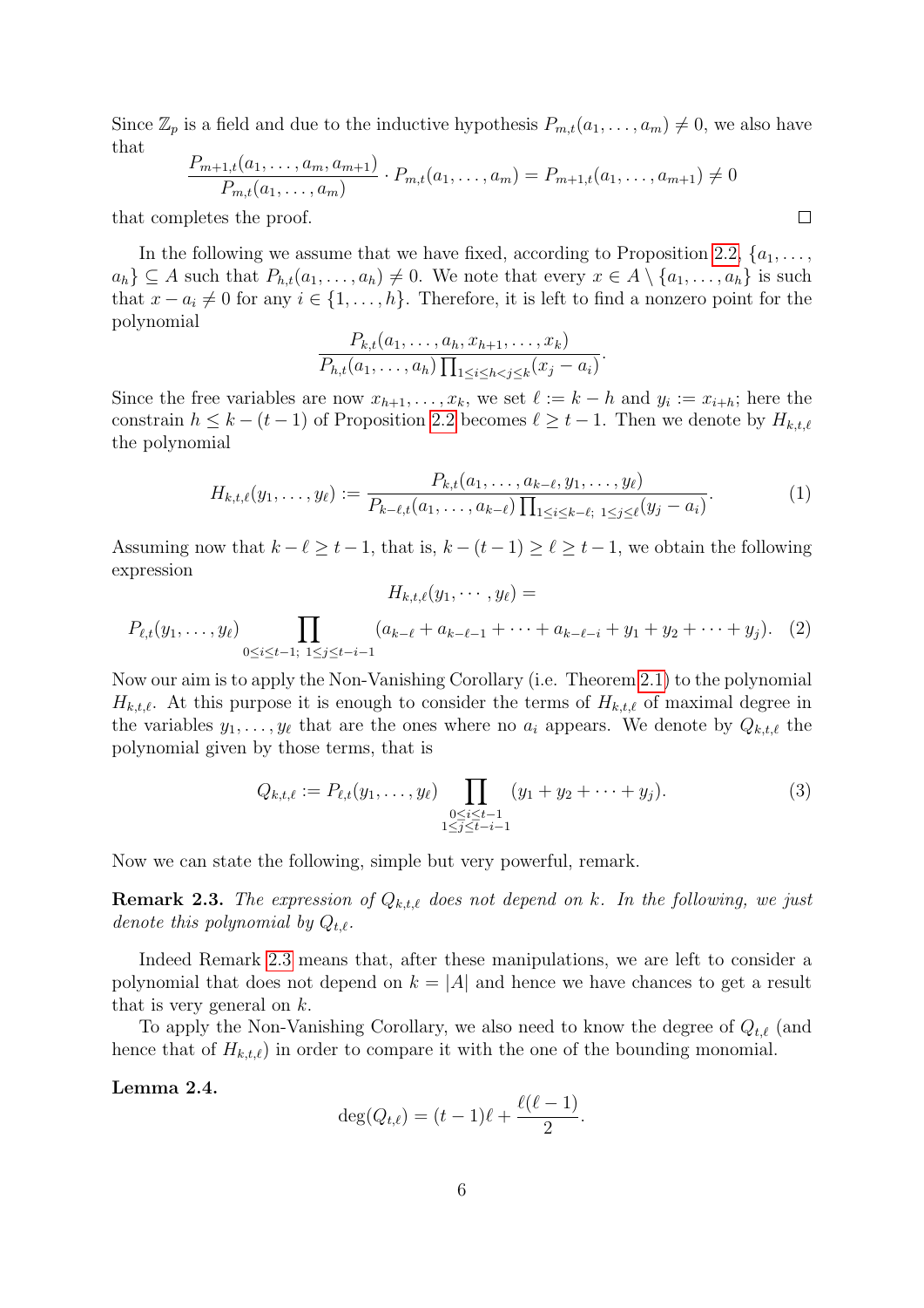Since $\mathbb{Z}_p$ is a field and due to the inductive hypothesis $P_{m,t}(a_1, \ldots, a_m) \neq 0$, we also have that

$$\frac{P_{m+1,t}(a_1, \ldots, a_m, a_{m+1})}{P_{m,t}(a_1, \ldots, a_m)} \cdot P_{m,t}(a_1, \ldots, a_m) = P_{m+1,t}(a_1, \ldots, a_{m+1}) \neq 0$$

that completes the proof. $\square$

In the following we assume that we have fixed, according to Proposition 2.2, $\{a_1, \ldots, a_h\} \subseteq A$ such that $P_{h,t}(a_1, \ldots, a_h) \neq 0$. We note that every $x \in A \setminus \{a_1, \ldots, a_h\}$ is such that $x - a_i \neq 0$ for any $i \in \{1, \ldots, h\}$. Therefore, it is left to find a nonzero point for the polynomial

$$\frac{P_{k,t}(a_1, \ldots, a_h, x_{h+1}, \ldots, x_k)}{P_{h,t}(a_1, \ldots, a_h) \prod_{1 \leq i \leq h < j \leq k}(x_j - a_i)}.$$

Since the free variables are now $x_{h+1}, \ldots, x_k$, we set $\ell := k - h$ and $y_i := x_{i+h}$; here the constrain $h \leq k - (t-1)$ of Proposition 2.2 becomes $\ell \geq t - 1$. Then we denote by $H_{k,t,\ell}$ the polynomial

$$H_{k,t,\ell}(y_1, \ldots, y_\ell) := \frac{P_{k,t}(a_1, \ldots, a_{k-\ell}, y_1, \ldots, y_\ell)}{P_{k-\ell,t}(a_1, \ldots, a_{k-\ell}) \prod_{1 \leq i \leq k-\ell;\ 1 \leq j \leq \ell}(y_j - a_i)}. \tag{1}$$

Assuming now that $k - \ell \geq t - 1$, that is, $k - (t-1) \geq \ell \geq t - 1$, we obtain the following expression

$$H_{k,t,\ell}(y_1, \cdots, y_\ell) =$$

$$P_{\ell,t}(y_1, \ldots, y_\ell) \prod_{0 \leq i \leq t-1;\ 1 \leq j \leq t-i-1} (a_{k-\ell} + a_{k-\ell-1} + \cdots + a_{k-\ell-i} + y_1 + y_2 + \cdots + y_j). \tag{2}$$

Now our aim is to apply the Non-Vanishing Corollary (i.e. Theorem 2.1) to the polynomial $H_{k,t,\ell}$. At this purpose it is enough to consider the terms of $H_{k,t,\ell}$ of maximal degree in the variables $y_1, \ldots, y_\ell$ that are the ones where no $a_i$ appears. We denote by $Q_{k,t,\ell}$ the polynomial given by those terms, that is

$$Q_{k,t,\ell} := P_{\ell,t}(y_1, \ldots, y_\ell) \prod_{\substack{0 \leq i \leq t-1 \\ 1 \leq j \leq t-i-1}} (y_1 + y_2 + \cdots + y_j). \tag{3}$$

Now we can state the following, simple but very powerful, remark.

**Remark 2.3.** *The expression of $Q_{k,t,\ell}$ does not depend on $k$. In the following, we just denote this polynomial by $Q_{t,\ell}$.*

Indeed Remark 2.3 means that, after these manipulations, we are left to consider a polynomial that does not depend on $k = |A|$ and hence we have chances to get a result that is very general on $k$.

To apply the Non-Vanishing Corollary, we also need to know the degree of $Q_{t,\ell}$ (and hence that of $H_{k,t,\ell}$) in order to compare it with the one of the bounding monomial.

**Lemma 2.4.**

$$\deg(Q_{t,\ell}) = (t-1)\ell + \frac{\ell(\ell-1)}{2}.$$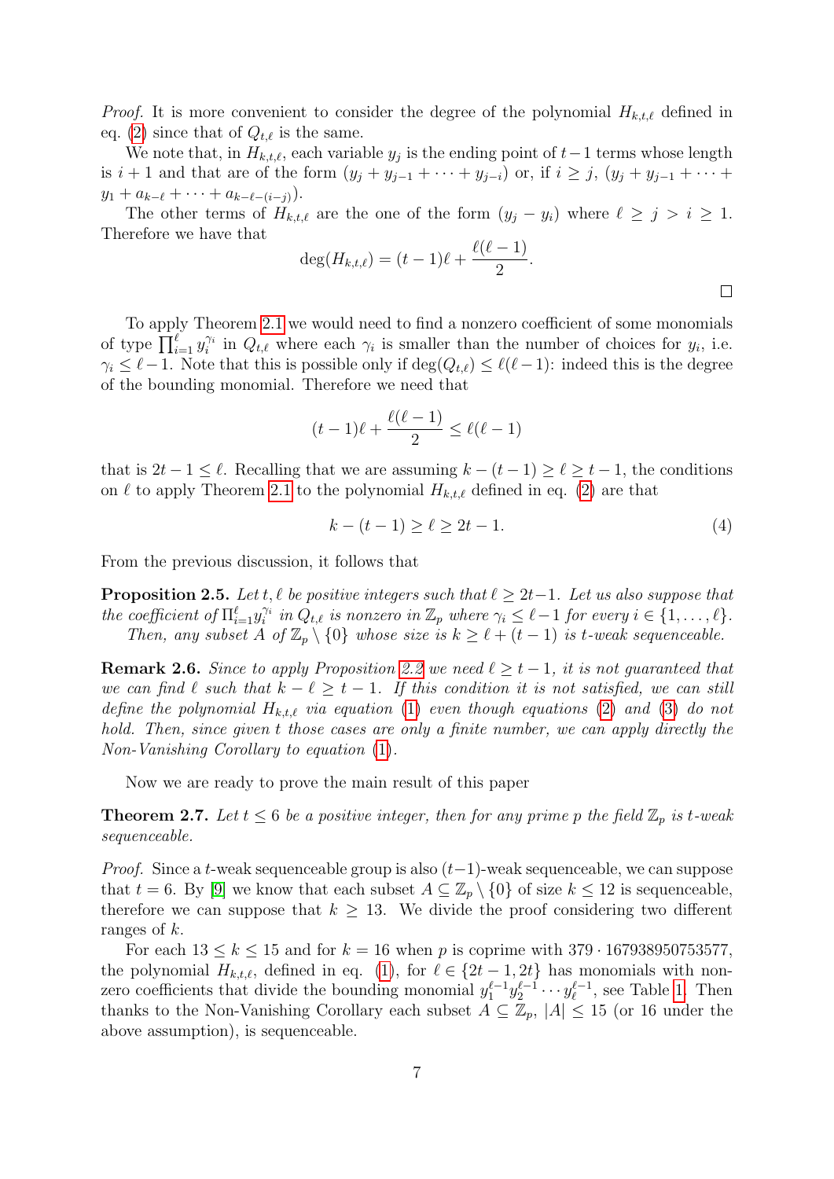*Proof.* It is more convenient to consider the degree of the polynomial $H_{k,t,\ell}$ defined in eq. (2) since that of $Q_{t,\ell}$ is the same.

We note that, in $H_{k,t,\ell}$, each variable $y_j$ is the ending point of $t-1$ terms whose length is $i+1$ and that are of the form $(y_j + y_{j-1} + \cdots + y_{j-i})$ or, if $i \geq j$, $(y_j + y_{j-1} + \cdots + y_1 + a_{k-\ell} + \cdots + a_{k-\ell-(i-j)})$.

The other terms of $H_{k,t,\ell}$ are the one of the form $(y_j - y_i)$ where $\ell \geq j > i \geq 1$. Therefore we have that

$$\deg(H_{k,t,\ell}) = (t-1)\ell + \frac{\ell(\ell-1)}{2}.$$

□

To apply Theorem 2.1 we would need to find a nonzero coefficient of some monomials of type $\prod_{i=1}^{\ell} y_i^{\gamma_i}$ in $Q_{t,\ell}$ where each $\gamma_i$ is smaller than the number of choices for $y_i$, i.e. $\gamma_i \leq \ell - 1$. Note that this is possible only if $\deg(Q_{t,\ell}) \leq \ell(\ell-1)$: indeed this is the degree of the bounding monomial. Therefore we need that

$$(t-1)\ell + \frac{\ell(\ell-1)}{2} \leq \ell(\ell-1)$$

that is $2t - 1 \leq \ell$. Recalling that we are assuming $k - (t-1) \geq \ell \geq t - 1$, the conditions on $\ell$ to apply Theorem 2.1 to the polynomial $H_{k,t,\ell}$ defined in eq. (2) are that

$$k - (t-1) \geq \ell \geq 2t - 1. \tag{4}$$

From the previous discussion, it follows that

**Proposition 2.5.** *Let $t, \ell$ be positive integers such that $\ell \geq 2t-1$. Let us also suppose that the coefficient of $\Pi_{i=1}^{\ell} y_i^{\gamma_i}$ in $Q_{t,\ell}$ is nonzero in $\mathbb{Z}_p$ where $\gamma_i \leq \ell - 1$ for every $i \in \{1, \ldots, \ell\}$.*

*Then, any subset $A$ of $\mathbb{Z}_p \setminus \{0\}$ whose size is $k \geq \ell + (t-1)$ is $t$-weak sequenceable.*

**Remark 2.6.** *Since to apply Proposition 2.2 we need $\ell \geq t-1$, it is not guaranteed that we can find $\ell$ such that $k - \ell \geq t - 1$. If this condition it is not satisfied, we can still define the polynomial $H_{k,t,\ell}$ via equation (1) even though equations (2) and (3) do not hold. Then, since given $t$ those cases are only a finite number, we can apply directly the Non-Vanishing Corollary to equation (1).*

Now we are ready to prove the main result of this paper

**Theorem 2.7.** *Let $t \leq 6$ be a positive integer, then for any prime $p$ the field $\mathbb{Z}_p$ is $t$-weak sequenceable.*

*Proof.* Since a $t$-weak sequenceable group is also $(t-1)$-weak sequenceable, we can suppose that $t = 6$. By [9] we know that each subset $A \subseteq \mathbb{Z}_p \setminus \{0\}$ of size $k \leq 12$ is sequenceable, therefore we can suppose that $k \geq 13$. We divide the proof considering two different ranges of $k$.

For each $13 \leq k \leq 15$ and for $k = 16$ when $p$ is coprime with $379 \cdot 167938950753577$, the polynomial $H_{k,t,\ell}$, defined in eq. (1), for $\ell \in \{2t-1, 2t\}$ has monomials with nonzero coefficients that divide the bounding monomial $y_1^{\ell-1} y_2^{\ell-1} \cdots y_\ell^{\ell-1}$, see Table 1. Then thanks to the Non-Vanishing Corollary each subset $A \subseteq \mathbb{Z}_p$, $|A| \leq 15$ (or 16 under the above assumption), is sequenceable.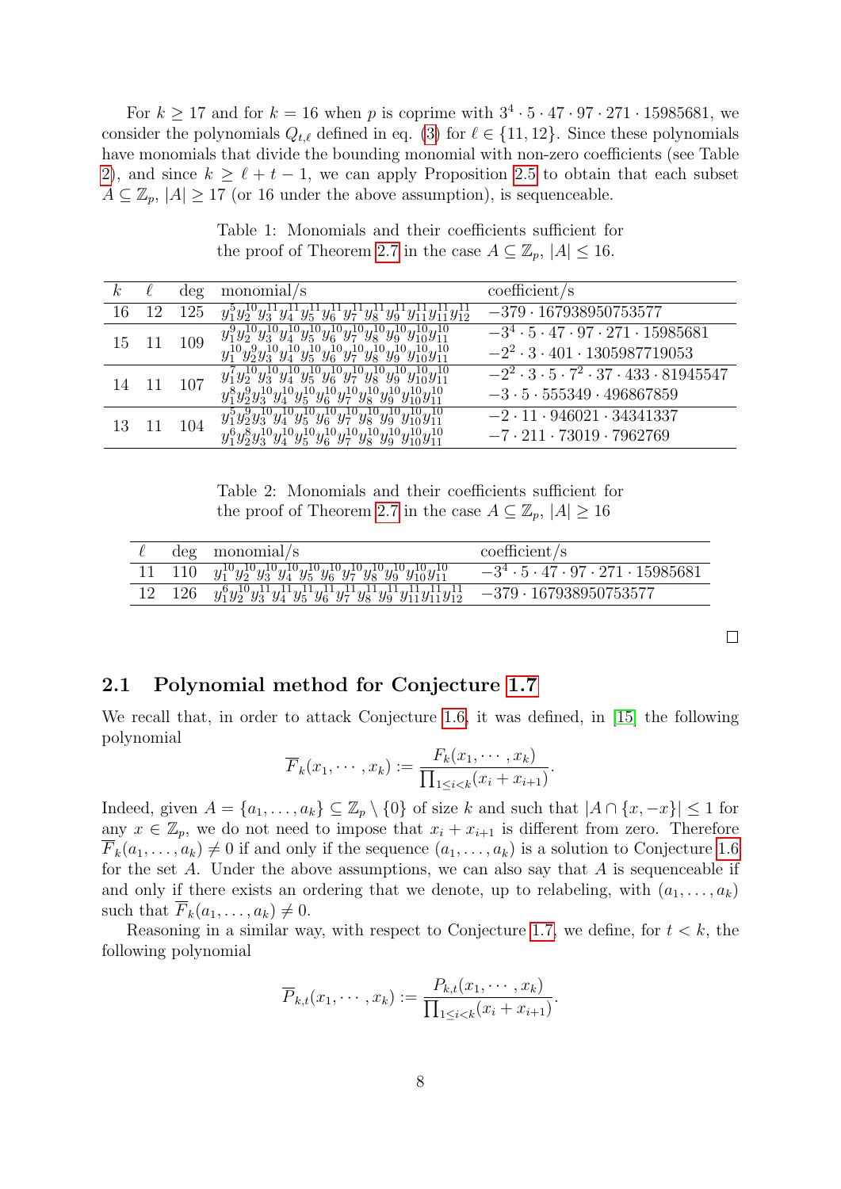For $k \geq 17$ and for $k = 16$ when $p$ is coprime with $3^4 \cdot 5 \cdot 47 \cdot 97 \cdot 271 \cdot 15985681$, we consider the polynomials $Q_{t,\ell}$ defined in eq. (3) for $\ell \in \{11, 12\}$. Since these polynomials have monomials that divide the bounding monomial with non-zero coefficients (see Table 2), and since $k \geq \ell + t - 1$, we can apply Proposition 2.5 to obtain that each subset $A \subseteq \mathbb{Z}_p$, $|A| \geq 17$ (or 16 under the above assumption), is sequenceable.

Table 1: Monomials and their coefficients sufficient for the proof of Theorem 2.7 in the case $A \subseteq \mathbb{Z}_p$, $|A| \leq 16$.

| $k$ | $\ell$ | deg | monomial/s | coefficient/s |
|---|---|---|---|---|
| 16 | 12 | 125 | $y_1^5 y_2^{10} y_3^{11} y_4^{11} y_5^{11} y_6^{11} y_7^{11} y_8^{11} y_9^{11} y_{11}^{11} y_{11}^{11} y_{12}^{11}$ | $-379 \cdot 167938950753577$ |
| 15 | 11 | 109 | $y_1^9 y_2^{10} y_3^{10} y_4^{10} y_5^{10} y_6^{10} y_7^{10} y_8^{10} y_9^{10} y_{10}^{10} y_{11}^{10}$ | $-3^4 \cdot 5 \cdot 47 \cdot 97 \cdot 271 \cdot 15985681$ |
| | | | $y_1^{10} y_2^9 y_3^{10} y_4^{10} y_5^{10} y_6^{10} y_7^{10} y_8^{10} y_9^{10} y_{10}^{10} y_{11}^{10}$ | $-2^2 \cdot 3 \cdot 401 \cdot 1305987719053$ |
| 14 | 11 | 107 | $y_1^7 y_2^{10} y_3^{10} y_4^{10} y_5^{10} y_6^{10} y_7^{10} y_8^{10} y_9^{10} y_{10}^{10} y_{11}^{10}$ | $-2^2 \cdot 3 \cdot 5 \cdot 7^2 \cdot 37 \cdot 433 \cdot 81945547$ |
| | | | $y_1^8 y_2^9 y_3^{10} y_4^{10} y_5^{10} y_6^{10} y_7^{10} y_8^{10} y_9^{10} y_{10}^{10} y_{11}^{10}$ | $-3 \cdot 5 \cdot 555349 \cdot 496867859$ |
| 13 | 11 | 104 | $y_1^5 y_2^9 y_3^{10} y_4^{10} y_5^{10} y_6^{10} y_7^{10} y_8^{10} y_9^{10} y_{10}^{10} y_{11}^{10}$ | $-2 \cdot 11 \cdot 946021 \cdot 34341337$ |
| | | | $y_1^6 y_2^8 y_3^{10} y_4^{10} y_5^{10} y_6^{10} y_7^{10} y_8^{10} y_9^{10} y_{10}^{10} y_{11}^{10}$ | $-7 \cdot 211 \cdot 73019 \cdot 7962769$ |

Table 2: Monomials and their coefficients sufficient for the proof of Theorem 2.7 in the case $A \subseteq \mathbb{Z}_p$, $|A| \geq 16$

| $\ell$ | deg | monomial/s | coefficient/s |
|---|---|---|---|
| 11 | 110 | $y_1^{10} y_2^{10} y_3^{10} y_4^{10} y_5^{10} y_6^{10} y_7^{10} y_8^{10} y_9^{10} y_{10}^{10} y_{11}^{10}$ | $-3^4 \cdot 5 \cdot 47 \cdot 97 \cdot 271 \cdot 15985681$ |
| 12 | 126 | $y_1^6 y_2^{10} y_3^{11} y_4^{11} y_5^{11} y_6^{11} y_7^{11} y_8^{11} y_9^{11} y_{11}^{11} y_{11}^{11} y_{12}^{11}$ | $-379 \cdot 167938950753577$ |

□

## 2.1 Polynomial method for Conjecture 1.7

We recall that, in order to attack Conjecture 1.6, it was defined, in [15] the following polynomial

$$\overline{F}_k(x_1, \cdots, x_k) := \frac{F_k(x_1, \cdots, x_k)}{\prod_{1 \leq i < k}(x_i + x_{i+1})}.$$

Indeed, given $A = \{a_1, \ldots, a_k\} \subseteq \mathbb{Z}_p \setminus \{0\}$ of size $k$ and such that $|A \cap \{x, -x\}| \leq 1$ for any $x \in \mathbb{Z}_p$, we do not need to impose that $x_i + x_{i+1}$ is different from zero. Therefore $\overline{F}_k(a_1, \ldots, a_k) \neq 0$ if and only if the sequence $(a_1, \ldots, a_k)$ is a solution to Conjecture 1.6 for the set $A$. Under the above assumptions, we can also say that $A$ is sequenceable if and only if there exists an ordering that we denote, up to relabeling, with $(a_1, \ldots, a_k)$ such that $\overline{F}_k(a_1, \ldots, a_k) \neq 0$.

Reasoning in a similar way, with respect to Conjecture 1.7, we define, for $t < k$, the following polynomial

$$\overline{P}_{k,t}(x_1, \cdots, x_k) := \frac{P_{k,t}(x_1, \cdots, x_k)}{\prod_{1 \leq i < k}(x_i + x_{i+1})}.$$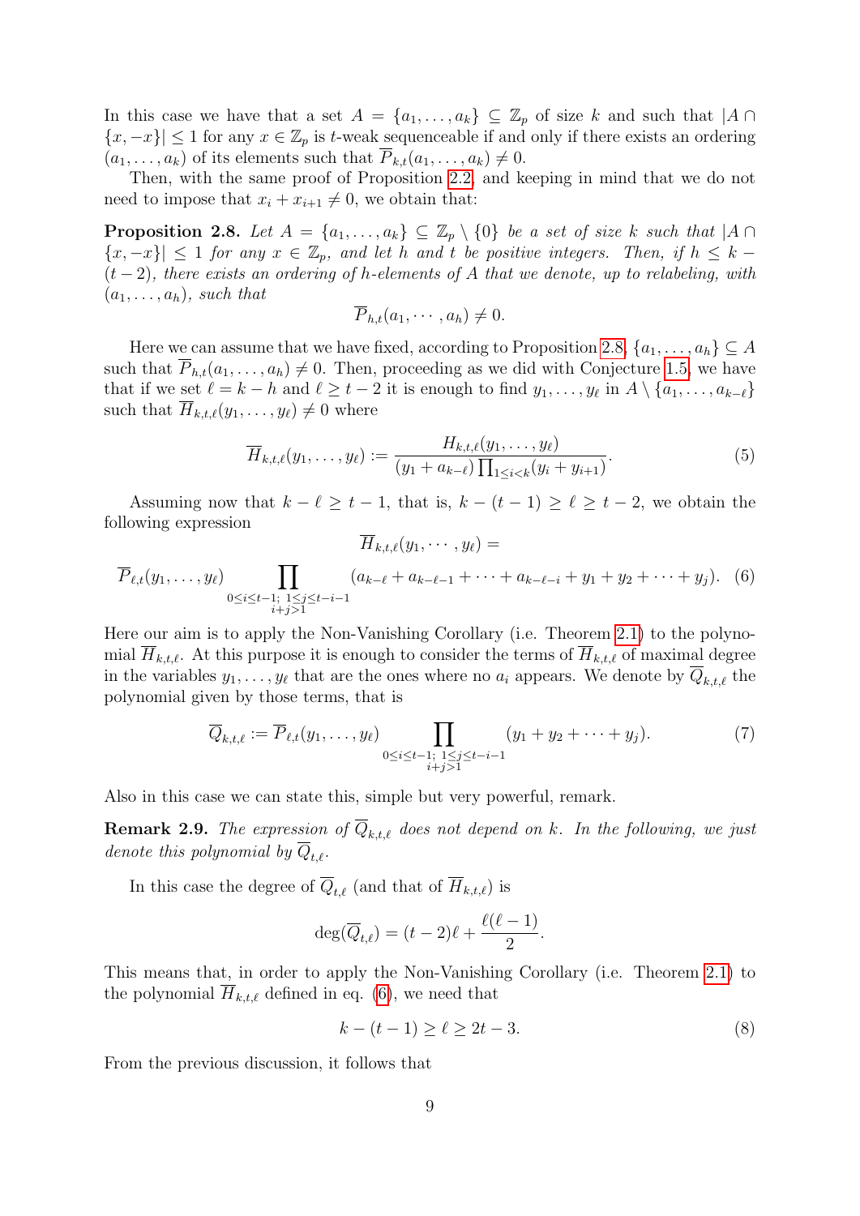In this case we have that a set $A = \{a_1, \dots, a_k\} \subseteq \mathbb{Z}_p$ of size $k$ and such that $|A \cap \{x, -x\}| \le 1$ for any $x \in \mathbb{Z}_p$ is $t$-weak sequenceable if and only if there exists an ordering $(a_1, \dots, a_k)$ of its elements such that $\overline{P}_{k,t}(a_1, \dots, a_k) \neq 0$.

Then, with the same proof of Proposition 2.2, and keeping in mind that we do not need to impose that $x_i + x_{i+1} \neq 0$, we obtain that:

**Proposition 2.8.** *Let $A = \{a_1, \dots, a_k\} \subseteq \mathbb{Z}_p \setminus \{0\}$ be a set of size $k$ such that $|A \cap \{x, -x\}| \le 1$ for any $x \in \mathbb{Z}_p$, and let $h$ and $t$ be positive integers. Then, if $h \le k - (t-2)$, there exists an ordering of $h$-elements of $A$ that we denote, up to relabeling, with $(a_1, \dots, a_h)$, such that*

$$\overline{P}_{h,t}(a_1, \cdots, a_h) \neq 0.$$

Here we can assume that we have fixed, according to Proposition 2.8, $\{a_1, \dots, a_h\} \subseteq A$ such that $\overline{P}_{h,t}(a_1, \dots, a_h) \neq 0$. Then, proceeding as we did with Conjecture 1.5, we have that if we set $\ell = k - h$ and $\ell \ge t - 2$ it is enough to find $y_1, \dots, y_\ell$ in $A \setminus \{a_1, \dots, a_{k-\ell}\}$ such that $\overline{H}_{k,t,\ell}(y_1, \dots, y_\ell) \neq 0$ where

$$\overline{H}_{k,t,\ell}(y_1, \dots, y_\ell) := \frac{H_{k,t,\ell}(y_1, \dots, y_\ell)}{(y_1 + a_{k-\ell}) \prod_{1 \le i < k} (y_i + y_{i+1})}. \tag{5}$$

Assuming now that $k - \ell \ge t - 1$, that is, $k - (t-1) \ge \ell \ge t - 2$, we obtain the following expression

$$\overline{H}_{k,t,\ell}(y_1, \cdots, y_\ell) =$$

$$\overline{P}_{\ell,t}(y_1, \dots, y_\ell) \prod_{\substack{0 \le i \le t-1;\ 1 \le j \le t-i-1 \\ i+j>1}} (a_{k-\ell} + a_{k-\ell-1} + \dots + a_{k-\ell-i} + y_1 + y_2 + \dots + y_j). \tag{6}$$

Here our aim is to apply the Non-Vanishing Corollary (i.e. Theorem 2.1) to the polynomial $\overline{H}_{k,t,\ell}$. At this purpose it is enough to consider the terms of $\overline{H}_{k,t,\ell}$ of maximal degree in the variables $y_1, \dots, y_\ell$ that are the ones where no $a_i$ appears. We denote by $\overline{Q}_{k,t,\ell}$ the polynomial given by those terms, that is

$$\overline{Q}_{k,t,\ell} := \overline{P}_{\ell,t}(y_1, \dots, y_\ell) \prod_{\substack{0 \le i \le t-1;\ 1 \le j \le t-i-1 \\ i+j>1}} (y_1 + y_2 + \dots + y_j). \tag{7}$$

Also in this case we can state this, simple but very powerful, remark.

**Remark 2.9.** *The expression of $\overline{Q}_{k,t,\ell}$ does not depend on $k$. In the following, we just denote this polynomial by $\overline{Q}_{t,\ell}$.*

In this case the degree of $\overline{Q}_{t,\ell}$ (and that of $\overline{H}_{k,t,\ell}$) is

$$\deg(\overline{Q}_{t,\ell}) = (t-2)\ell + \frac{\ell(\ell-1)}{2}.$$

This means that, in order to apply the Non-Vanishing Corollary (i.e. Theorem 2.1) to the polynomial $\overline{H}_{k,t,\ell}$ defined in eq. (6), we need that

$$k - (t-1) \ge \ell \ge 2t - 3. \tag{8}$$

From the previous discussion, it follows that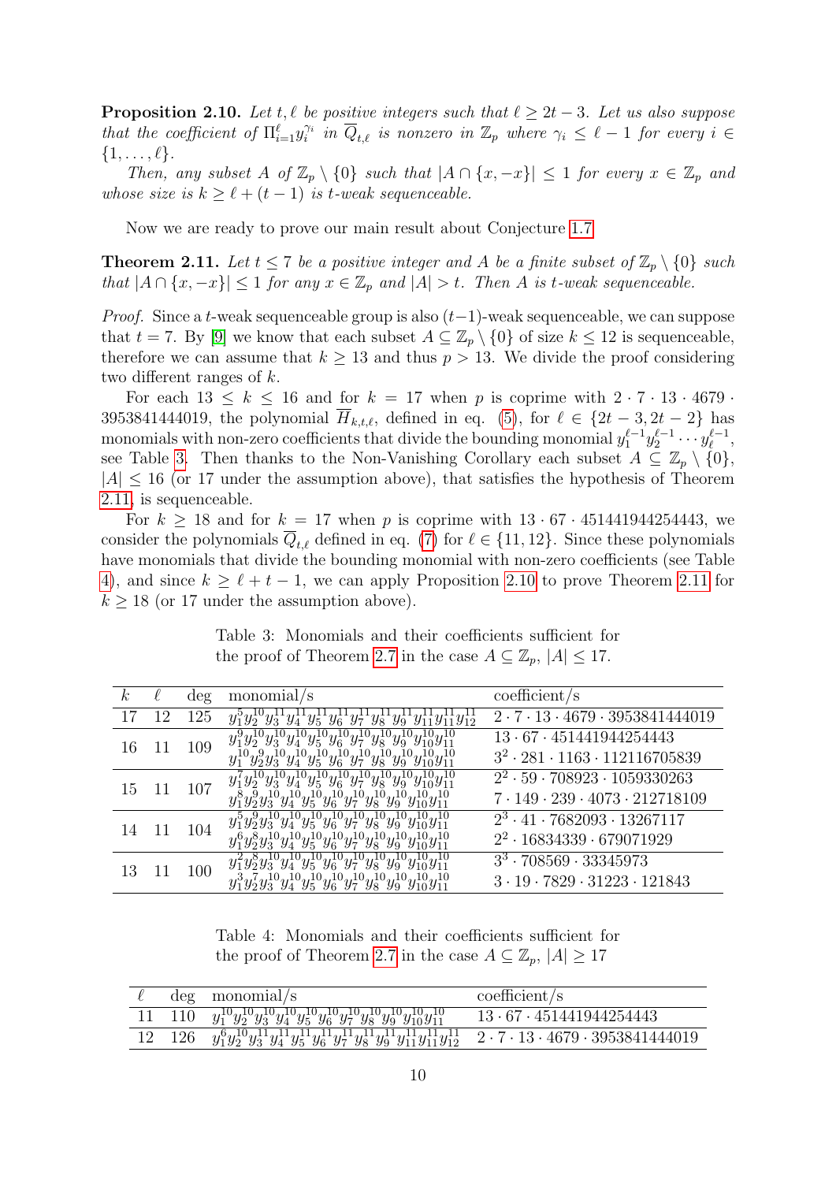**Proposition 2.10.** *Let $t, \ell$ be positive integers such that $\ell \geq 2t-3$. Let us also suppose that the coefficient of $\Pi_{i=1}^{\ell} y_i^{\gamma_i}$ in $\overline{Q}_{t,\ell}$ is nonzero in $\mathbb{Z}_p$ where $\gamma_i \leq \ell - 1$ for every $i \in \{1, \ldots, \ell\}$.*

*Then, any subset $A$ of $\mathbb{Z}_p \setminus \{0\}$ such that $|A \cap \{x, -x\}| \leq 1$ for every $x \in \mathbb{Z}_p$ and whose size is $k \geq \ell + (t-1)$ is $t$-weak sequenceable.*

Now we are ready to prove our main result about Conjecture 1.7.

**Theorem 2.11.** *Let $t \leq 7$ be a positive integer and $A$ be a finite subset of $\mathbb{Z}_p \setminus \{0\}$ such that $|A \cap \{x, -x\}| \leq 1$ for any $x \in \mathbb{Z}_p$ and $|A| > t$. Then $A$ is $t$-weak sequenceable.*

*Proof.* Since a $t$-weak sequenceable group is also $(t-1)$-weak sequenceable, we can suppose that $t = 7$. By [9] we know that each subset $A \subseteq \mathbb{Z}_p \setminus \{0\}$ of size $k \leq 12$ is sequenceable, therefore we can assume that $k \geq 13$ and thus $p > 13$. We divide the proof considering two different ranges of $k$.

For each $13 \leq k \leq 16$ and for $k = 17$ when $p$ is coprime with $2 \cdot 7 \cdot 13 \cdot 4679 \cdot 3953841444019$, the polynomial $\overline{H}_{k,t,\ell}$, defined in eq. (5), for $\ell \in \{2t-3, 2t-2\}$ has monomials with non-zero coefficients that divide the bounding monomial $y_1^{\ell-1} y_2^{\ell-1} \cdots y_\ell^{\ell-1}$, see Table 3. Then thanks to the Non-Vanishing Corollary each subset $A \subseteq \mathbb{Z}_p \setminus \{0\}$, $|A| \leq 16$ (or 17 under the assumption above), that satisfies the hypothesis of Theorem 2.11, is sequenceable.

For $k \geq 18$ and for $k = 17$ when $p$ is coprime with $13 \cdot 67 \cdot 451441944254443$, we consider the polynomials $\overline{Q}_{t,\ell}$ defined in eq. (7) for $\ell \in \{11, 12\}$. Since these polynomials have monomials that divide the bounding monomial with non-zero coefficients (see Table 4), and since $k \geq \ell + t - 1$, we can apply Proposition 2.10 to prove Theorem 2.11 for $k \geq 18$ (or 17 under the assumption above).

Table 3: Monomials and their coefficients sufficient for the proof of Theorem 2.7 in the case $A \subseteq \mathbb{Z}_p$, $|A| \leq 17$.

| $k$ | $\ell$ | deg | monomial/s | coefficient/s |
|---|---|---|---|---|
| 17 | 12 | 125 | $y_1^5 y_2^{10} y_3^{11} y_4^{11} y_5^{11} y_6^{11} y_7^{11} y_8^{11} y_9^{11} y_{11}^{11} y_{11}^{11} y_{12}^{11}$ | $2 \cdot 7 \cdot 13 \cdot 4679 \cdot 3953841444019$ |
| 16 | 11 | 109 | $y_1^9 y_2^{10} y_3^{10} y_4^{10} y_5^{10} y_6^{10} y_7^{10} y_8^{10} y_9^{10} y_{10}^{10} y_{11}^{10}$ | $13 \cdot 67 \cdot 451441944254443$ |
| | | | $y_1^{10} y_2^9 y_3^{10} y_4^{10} y_5^{10} y_6^{10} y_7^{10} y_8^{10} y_9^{10} y_{10}^{10} y_{11}^{10}$ | $3^2 \cdot 281 \cdot 1163 \cdot 112116705839$ |
| 15 | 11 | 107 | $y_1^7 y_2^{10} y_3^{10} y_4^{10} y_5^{10} y_6^{10} y_7^{10} y_8^{10} y_9^{10} y_{10}^{10} y_{11}^{10}$ | $2^2 \cdot 59 \cdot 708923 \cdot 1059330263$ |
| | | | $y_1^8 y_2^9 y_3^{10} y_4^{10} y_5^{10} y_6^{10} y_7^{10} y_8^{10} y_9^{10} y_{10}^{10} y_{11}^{10}$ | $7 \cdot 149 \cdot 239 \cdot 4073 \cdot 212718109$ |
| 14 | 11 | 104 | $y_1^5 y_2^9 y_3^{10} y_4^{10} y_5^{10} y_6^{10} y_7^{10} y_8^{10} y_9^{10} y_{10}^{10} y_{11}^{10}$ | $2^3 \cdot 41 \cdot 7682093 \cdot 13267117$ |
| | | | $y_1^6 y_2^8 y_3^{10} y_4^{10} y_5^{10} y_6^{10} y_7^{10} y_8^{10} y_9^{10} y_{10}^{10} y_{11}^{10}$ | $2^2 \cdot 16834339 \cdot 679071929$ |
| 13 | 11 | 100 | $y_1^2 y_2^8 y_3^{10} y_4^{10} y_5^{10} y_6^{10} y_7^{10} y_8^{10} y_9^{10} y_{10}^{10} y_{11}^{10}$ | $3^3 \cdot 708569 \cdot 33345973$ |
| | | | $y_1^3 y_2^7 y_3^{10} y_4^{10} y_5^{10} y_6^{10} y_7^{10} y_8^{10} y_9^{10} y_{10}^{10} y_{11}^{10}$ | $3 \cdot 19 \cdot 7829 \cdot 31223 \cdot 121843$ |

Table 4: Monomials and their coefficients sufficient for the proof of Theorem 2.7 in the case $A \subseteq \mathbb{Z}_p$, $|A| \geq 17$

| $\ell$ | deg | monomial/s | coefficient/s |
|---|---|---|---|
| 11 | 110 | $y_1^{10} y_2^{10} y_3^{10} y_4^{10} y_5^{10} y_6^{10} y_7^{10} y_8^{10} y_9^{10} y_{10}^{10} y_{11}^{10}$ | $13 \cdot 67 \cdot 451441944254443$ |
| 12 | 126 | $y_1^6 y_2^{10} y_3^{11} y_4^{11} y_5^{11} y_6^{11} y_7^{11} y_8^{11} y_9^{11} y_{11}^{11} y_{11}^{11} y_{12}^{11}$ | $2 \cdot 7 \cdot 13 \cdot 4679 \cdot 3953841444019$ |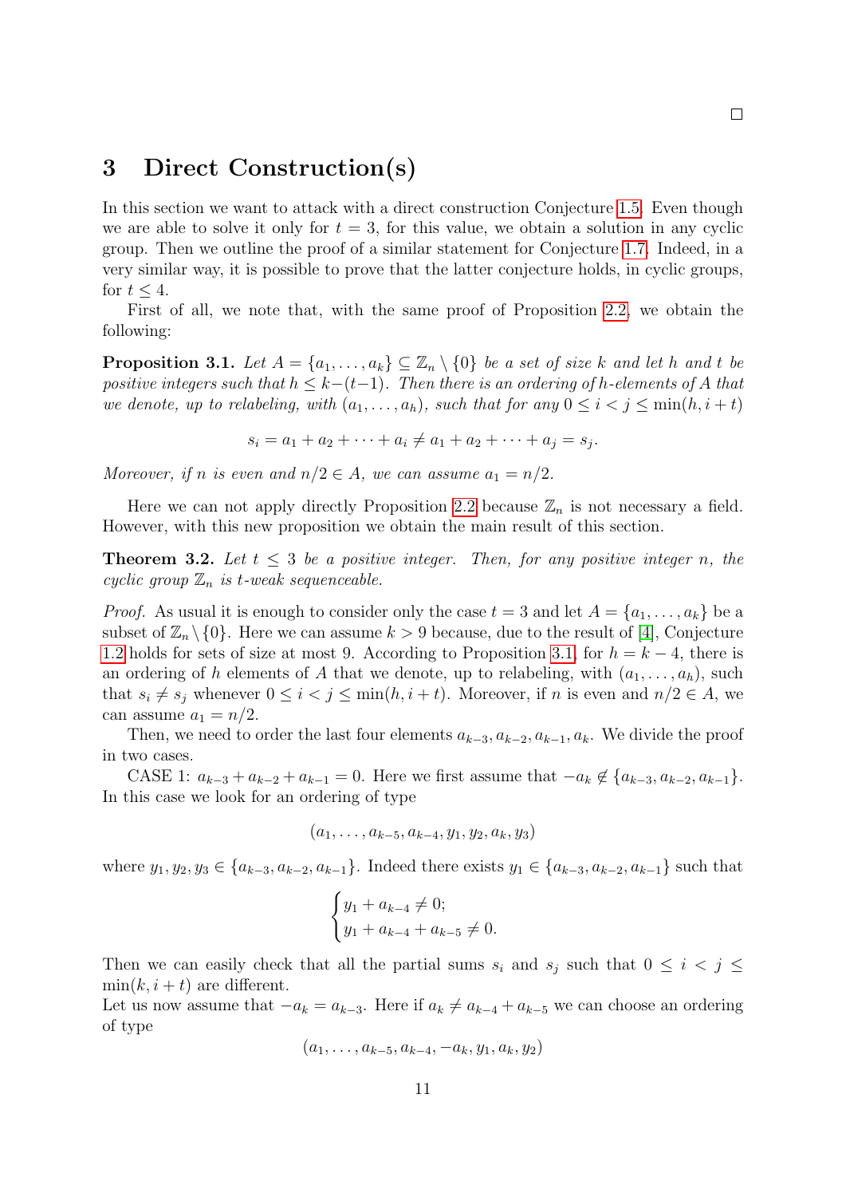□

## 3 Direct Construction(s)

In this section we want to attack with a direct construction Conjecture 1.5. Even though we are able to solve it only for $t = 3$, for this value, we obtain a solution in any cyclic group. Then we outline the proof of a similar statement for Conjecture 1.7. Indeed, in a very similar way, it is possible to prove that the latter conjecture holds, in cyclic groups, for $t \leq 4$.

First of all, we note that, with the same proof of Proposition 2.2, we obtain the following:

**Proposition 3.1.** *Let $A = \{a_1, \dots, a_k\} \subseteq \mathbb{Z}_n \setminus \{0\}$ be a set of size $k$ and let $h$ and $t$ be positive integers such that $h \leq k-(t-1)$. Then there is an ordering of $h$-elements of $A$ that we denote, up to relabeling, with $(a_1, \dots, a_h)$, such that for any $0 \leq i < j \leq \min(h, i+t)$*

$$s_i = a_1 + a_2 + \dots + a_i \neq a_1 + a_2 + \dots + a_j = s_j.$$

*Moreover, if $n$ is even and $n/2 \in A$, we can assume $a_1 = n/2$.*

Here we can not apply directly Proposition 2.2 because $\mathbb{Z}_n$ is not necessary a field. However, with this new proposition we obtain the main result of this section.

**Theorem 3.2.** *Let $t \leq 3$ be a positive integer. Then, for any positive integer $n$, the cyclic group $\mathbb{Z}_n$ is $t$-weak sequenceable.*

*Proof.* As usual it is enough to consider only the case $t = 3$ and let $A = \{a_1, \dots, a_k\}$ be a subset of $\mathbb{Z}_n \setminus \{0\}$. Here we can assume $k > 9$ because, due to the result of [4], Conjecture 1.2 holds for sets of size at most 9. According to Proposition 3.1, for $h = k - 4$, there is an ordering of $h$ elements of $A$ that we denote, up to relabeling, with $(a_1, \dots, a_h)$, such that $s_i \neq s_j$ whenever $0 \leq i < j \leq \min(h, i+t)$. Moreover, if $n$ is even and $n/2 \in A$, we can assume $a_1 = n/2$.

Then, we need to order the last four elements $a_{k-3}, a_{k-2}, a_{k-1}, a_k$. We divide the proof in two cases.

CASE 1: $a_{k-3} + a_{k-2} + a_{k-1} = 0$. Here we first assume that $-a_k \notin \{a_{k-3}, a_{k-2}, a_{k-1}\}$. In this case we look for an ordering of type

$$(a_1, \dots, a_{k-5}, a_{k-4}, y_1, y_2, a_k, y_3)$$

where $y_1, y_2, y_3 \in \{a_{k-3}, a_{k-2}, a_{k-1}\}$. Indeed there exists $y_1 \in \{a_{k-3}, a_{k-2}, a_{k-1}\}$ such that

$$\begin{cases} y_1 + a_{k-4} \neq 0; \\ y_1 + a_{k-4} + a_{k-5} \neq 0. \end{cases}$$

Then we can easily check that all the partial sums $s_i$ and $s_j$ such that $0 \leq i < j \leq \min(k, i+t)$ are different.
Let us now assume that $-a_k = a_{k-3}$. Here if $a_k \neq a_{k-4} + a_{k-5}$ we can choose an ordering of type

$$(a_1, \dots, a_{k-5}, a_{k-4}, -a_k, y_1, a_k, y_2)$$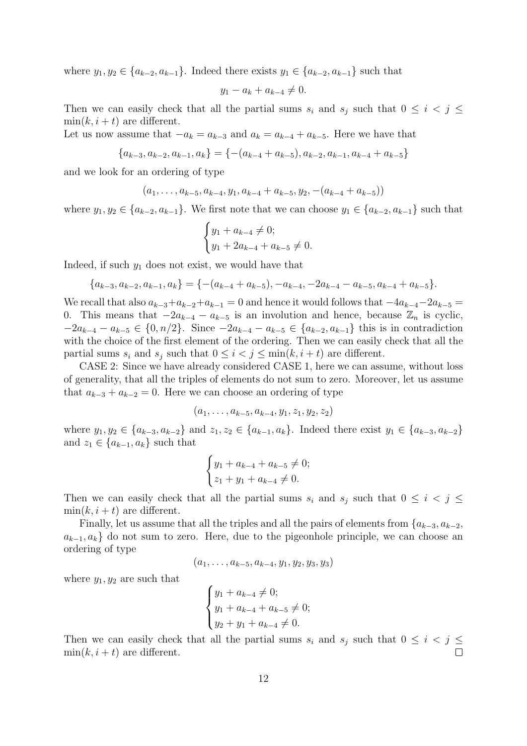where $y_1, y_2 \in \{a_{k-2}, a_{k-1}\}$. Indeed there exists $y_1 \in \{a_{k-2}, a_{k-1}\}$ such that

$$y_1 - a_k + a_{k-4} \neq 0.$$

Then we can easily check that all the partial sums $s_i$ and $s_j$ such that $0 \leq i < j \leq \min(k, i+t)$ are different.

Let us now assume that $-a_k = a_{k-3}$ and $a_k = a_{k-4} + a_{k-5}$. Here we have that

$$\{a_{k-3}, a_{k-2}, a_{k-1}, a_k\} = \{-(a_{k-4} + a_{k-5}), a_{k-2}, a_{k-1}, a_{k-4} + a_{k-5}\}$$

and we look for an ordering of type

$$(a_1, \ldots, a_{k-5}, a_{k-4}, y_1, a_{k-4} + a_{k-5}, y_2, -(a_{k-4} + a_{k-5}))$$

where $y_1, y_2 \in \{a_{k-2}, a_{k-1}\}$. We first note that we can choose $y_1 \in \{a_{k-2}, a_{k-1}\}$ such that

$$\begin{cases} y_1 + a_{k-4} \neq 0; \\ y_1 + 2a_{k-4} + a_{k-5} \neq 0. \end{cases}$$

Indeed, if such $y_1$ does not exist, we would have that

$$\{a_{k-3}, a_{k-2}, a_{k-1}, a_k\} = \{-(a_{k-4} + a_{k-5}), -a_{k-4}, -2a_{k-4} - a_{k-5}, a_{k-4} + a_{k-5}\}.$$

We recall that also $a_{k-3}+a_{k-2}+a_{k-1} = 0$ and hence it would follows that $-4a_{k-4}-2a_{k-5} = 0$. This means that $-2a_{k-4} - a_{k-5}$ is an involution and hence, because $\mathbb{Z}_n$ is cyclic, $-2a_{k-4} - a_{k-5} \in \{0, n/2\}$. Since $-2a_{k-4} - a_{k-5} \in \{a_{k-2}, a_{k-1}\}$ this is in contradiction with the choice of the first element of the ordering. Then we can easily check that all the partial sums $s_i$ and $s_j$ such that $0 \leq i < j \leq \min(k, i+t)$ are different.

CASE 2: Since we have already considered CASE 1, here we can assume, without loss of generality, that all the triples of elements do not sum to zero. Moreover, let us assume that $a_{k-3} + a_{k-2} = 0$. Here we can choose an ordering of type

$$(a_1, \ldots, a_{k-5}, a_{k-4}, y_1, z_1, y_2, z_2)$$

where $y_1, y_2 \in \{a_{k-3}, a_{k-2}\}$ and $z_1, z_2 \in \{a_{k-1}, a_k\}$. Indeed there exist $y_1 \in \{a_{k-3}, a_{k-2}\}$ and $z_1 \in \{a_{k-1}, a_k\}$ such that

$$\begin{cases} y_1 + a_{k-4} + a_{k-5} \neq 0; \\ z_1 + y_1 + a_{k-4} \neq 0. \end{cases}$$

Then we can easily check that all the partial sums $s_i$ and $s_j$ such that $0 \leq i < j \leq \min(k, i+t)$ are different.

Finally, let us assume that all the triples and all the pairs of elements from $\{a_{k-3}, a_{k-2}, a_{k-1}, a_k\}$ do not sum to zero. Here, due to the pigeonhole principle, we can choose an ordering of type

$$(a_1, \ldots, a_{k-5}, a_{k-4}, y_1, y_2, y_3, y_3)$$

where $y_1, y_2$ are such that

$$\begin{cases} y_1 + a_{k-4} \neq 0; \\ y_1 + a_{k-4} + a_{k-5} \neq 0; \\ y_2 + y_1 + a_{k-4} \neq 0. \end{cases}$$

Then we can easily check that all the partial sums $s_i$ and $s_j$ such that $0 \leq i < j \leq \min(k, i+t)$ are different. $\square$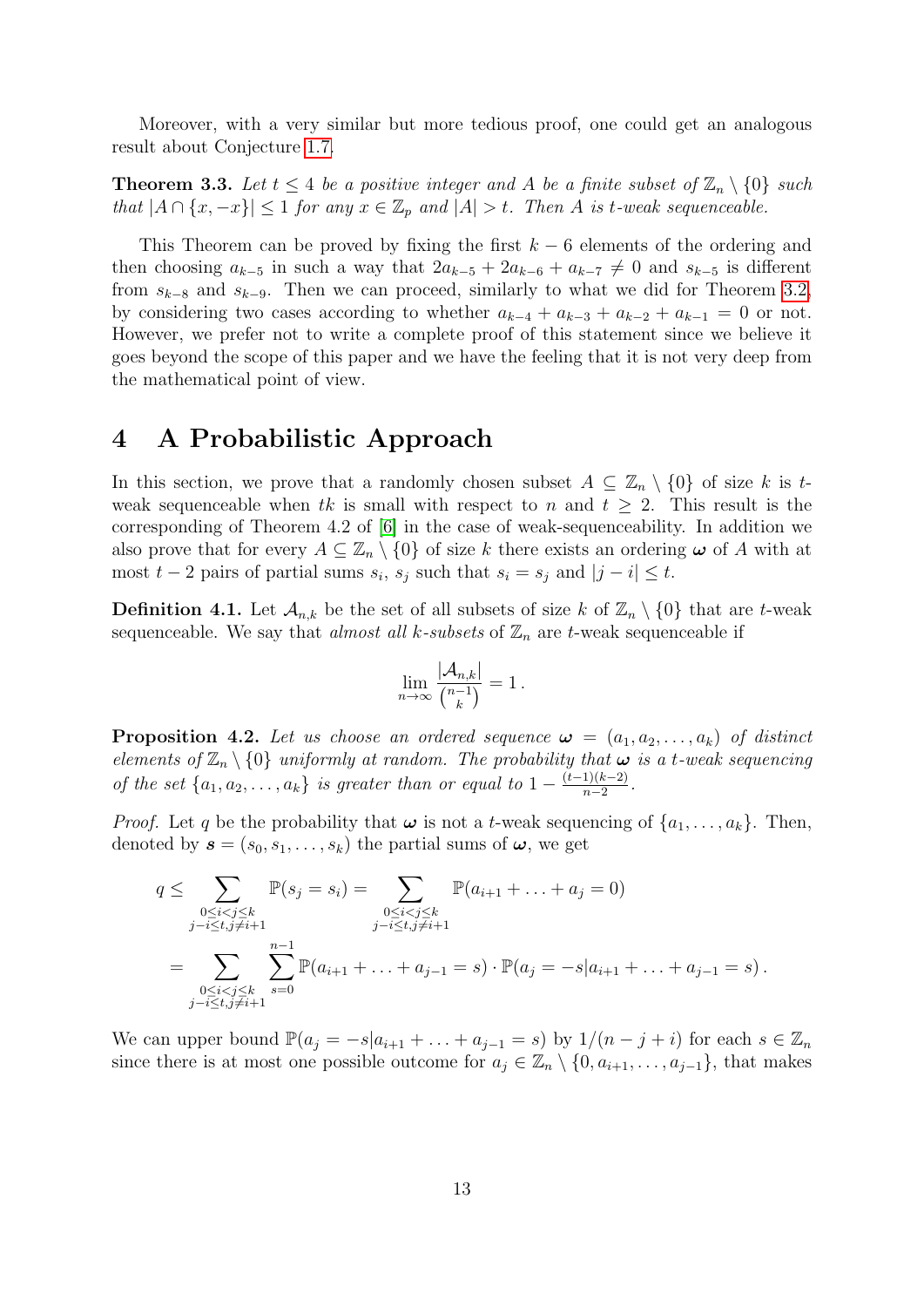Moreover, with a very similar but more tedious proof, one could get an analogous result about Conjecture 1.7.

**Theorem 3.3.** *Let $t \leq 4$ be a positive integer and $A$ be a finite subset of $\mathbb{Z}_n \setminus \{0\}$ such that $|A \cap \{x, -x\}| \leq 1$ for any $x \in \mathbb{Z}_p$ and $|A| > t$. Then $A$ is $t$-weak sequenceable.*

This Theorem can be proved by fixing the first $k-6$ elements of the ordering and then choosing $a_{k-5}$ in such a way that $2a_{k-5} + 2a_{k-6} + a_{k-7} \neq 0$ and $s_{k-5}$ is different from $s_{k-8}$ and $s_{k-9}$. Then we can proceed, similarly to what we did for Theorem 3.2, by considering two cases according to whether $a_{k-4} + a_{k-3} + a_{k-2} + a_{k-1} = 0$ or not. However, we prefer not to write a complete proof of this statement since we believe it goes beyond the scope of this paper and we have the feeling that it is not very deep from the mathematical point of view.

# 4 A Probabilistic Approach

In this section, we prove that a randomly chosen subset $A \subseteq \mathbb{Z}_n \setminus \{0\}$ of size $k$ is $t$-weak sequenceable when $tk$ is small with respect to $n$ and $t \geq 2$. This result is the corresponding of Theorem 4.2 of [6] in the case of weak-sequenceability. In addition we also prove that for every $A \subseteq \mathbb{Z}_n \setminus \{0\}$ of size $k$ there exists an ordering $\boldsymbol{\omega}$ of $A$ with at most $t-2$ pairs of partial sums $s_i$, $s_j$ such that $s_i = s_j$ and $|j - i| \leq t$.

**Definition 4.1.** Let $\mathcal{A}_{n,k}$ be the set of all subsets of size $k$ of $\mathbb{Z}_n \setminus \{0\}$ that are $t$-weak sequenceable. We say that *almost all $k$-subsets* of $\mathbb{Z}_n$ are $t$-weak sequenceable if

$$\lim_{n \to \infty} \frac{|\mathcal{A}_{n,k}|}{\binom{n-1}{k}} = 1\,.$$

**Proposition 4.2.** *Let us choose an ordered sequence $\boldsymbol{\omega} = (a_1, a_2, \ldots, a_k)$ of distinct elements of $\mathbb{Z}_n \setminus \{0\}$ uniformly at random. The probability that $\boldsymbol{\omega}$ is a $t$-weak sequencing of the set $\{a_1, a_2, \ldots, a_k\}$ is greater than or equal to $1 - \frac{(t-1)(k-2)}{n-2}$.*

*Proof.* Let $q$ be the probability that $\boldsymbol{\omega}$ is not a $t$-weak sequencing of $\{a_1, \ldots, a_k\}$. Then, denoted by $\boldsymbol{s} = (s_0, s_1, \ldots, s_k)$ the partial sums of $\boldsymbol{\omega}$, we get

$$\begin{aligned}
q &\leq \sum_{\substack{0 \leq i < j \leq k \\ j-i \leq t, j \neq i+1}} \mathbb{P}(s_j = s_i) = \sum_{\substack{0 \leq i < j \leq k \\ j-i \leq t, j \neq i+1}} \mathbb{P}(a_{i+1} + \ldots + a_j = 0) \\
&= \sum_{\substack{0 \leq i < j \leq k \\ j-i \leq t, j \neq i+1}} \sum_{s=0}^{n-1} \mathbb{P}(a_{i+1} + \ldots + a_{j-1} = s) \cdot \mathbb{P}(a_j = -s | a_{i+1} + \ldots + a_{j-1} = s)\,.
\end{aligned}$$

We can upper bound $\mathbb{P}(a_j = -s | a_{i+1} + \ldots + a_{j-1} = s)$ by $1/(n-j+i)$ for each $s \in \mathbb{Z}_n$ since there is at most one possible outcome for $a_j \in \mathbb{Z}_n \setminus \{0, a_{i+1}, \ldots, a_{j-1}\}$, that makes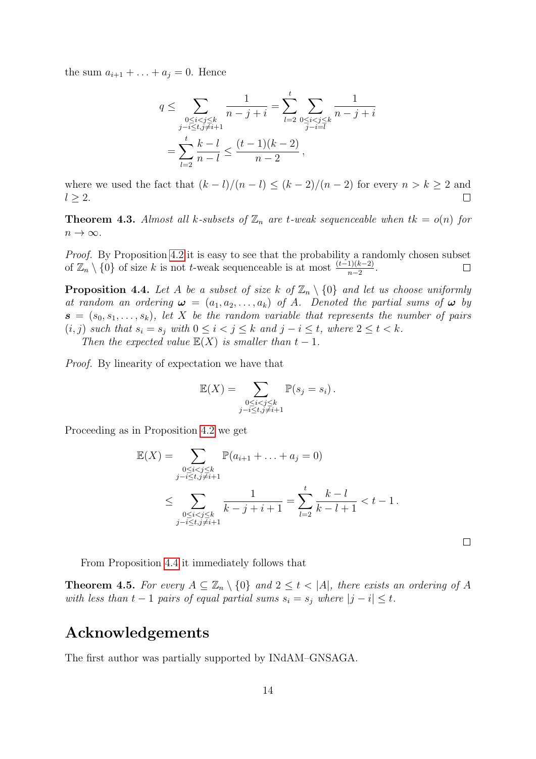the sum $a_{i+1} + \ldots + a_j = 0$. Hence

$$
q \le \sum_{\substack{0 \le i < j \le k \\ j-i \le t, j \ne i+1}} \frac{1}{n-j+i} = \sum_{l=2}^{t} \sum_{\substack{0 \le i < j \le k \\ j-i=l}} \frac{1}{n-j+i}
$$

$$
= \sum_{l=2}^{t} \frac{k-l}{n-l} \le \frac{(t-1)(k-2)}{n-2},
$$

where we used the fact that $(k-l)/(n-l) \le (k-2)/(n-2)$ for every $n > k \ge 2$ and $l \ge 2$. ◻

**Theorem 4.3.** *Almost all $k$-subsets of $\mathbb{Z}_n$ are $t$-weak sequenceable when $tk = o(n)$ for $n \to \infty$.*

*Proof.* By Proposition 4.2 it is easy to see that the probability a randomly chosen subset of $\mathbb{Z}_n \setminus \{0\}$ of size $k$ is not $t$-weak sequenceable is at most $\frac{(t-1)(k-2)}{n-2}$. ◻

**Proposition 4.4.** *Let $A$ be a subset of size $k$ of $\mathbb{Z}_n \setminus \{0\}$ and let us choose uniformly at random an ordering $\boldsymbol{\omega} = (a_1, a_2, \ldots, a_k)$ of $A$. Denoted the partial sums of $\boldsymbol{\omega}$ by $\boldsymbol{s} = (s_0, s_1, \ldots, s_k)$, let $X$ be the random variable that represents the number of pairs $(i, j)$ such that $s_i = s_j$ with $0 \le i < j \le k$ and $j - i \le t$, where $2 \le t < k$.*

*Then the expected value $\mathbb{E}(X)$ is smaller than $t - 1$.*

*Proof.* By linearity of expectation we have that

$$
\mathbb{E}(X) = \sum_{\substack{0 \le i < j \le k \\ j-i \le t, j \ne i+1}} \mathbb{P}(s_j = s_i).
$$

Proceeding as in Proposition 4.2 we get

$$
\mathbb{E}(X) = \sum_{\substack{0 \le i < j \le k \\ j-i \le t, j \ne i+1}} \mathbb{P}(a_{i+1} + \ldots + a_j = 0)
$$

$$
\le \sum_{\substack{0 \le i < j \le k \\ j-i \le t, j \ne i+1}} \frac{1}{k-j+i+1} = \sum_{l=2}^{t} \frac{k-l}{k-l+1} < t-1.
$$

◻

From Proposition 4.4 it immediately follows that

**Theorem 4.5.** *For every $A \subseteq \mathbb{Z}_n \setminus \{0\}$ and $2 \le t < |A|$, there exists an ordering of $A$ with less than $t - 1$ pairs of equal partial sums $s_i = s_j$ where $|j - i| \le t$.*

## Acknowledgements

The first author was partially supported by INdAM–GNSAGA.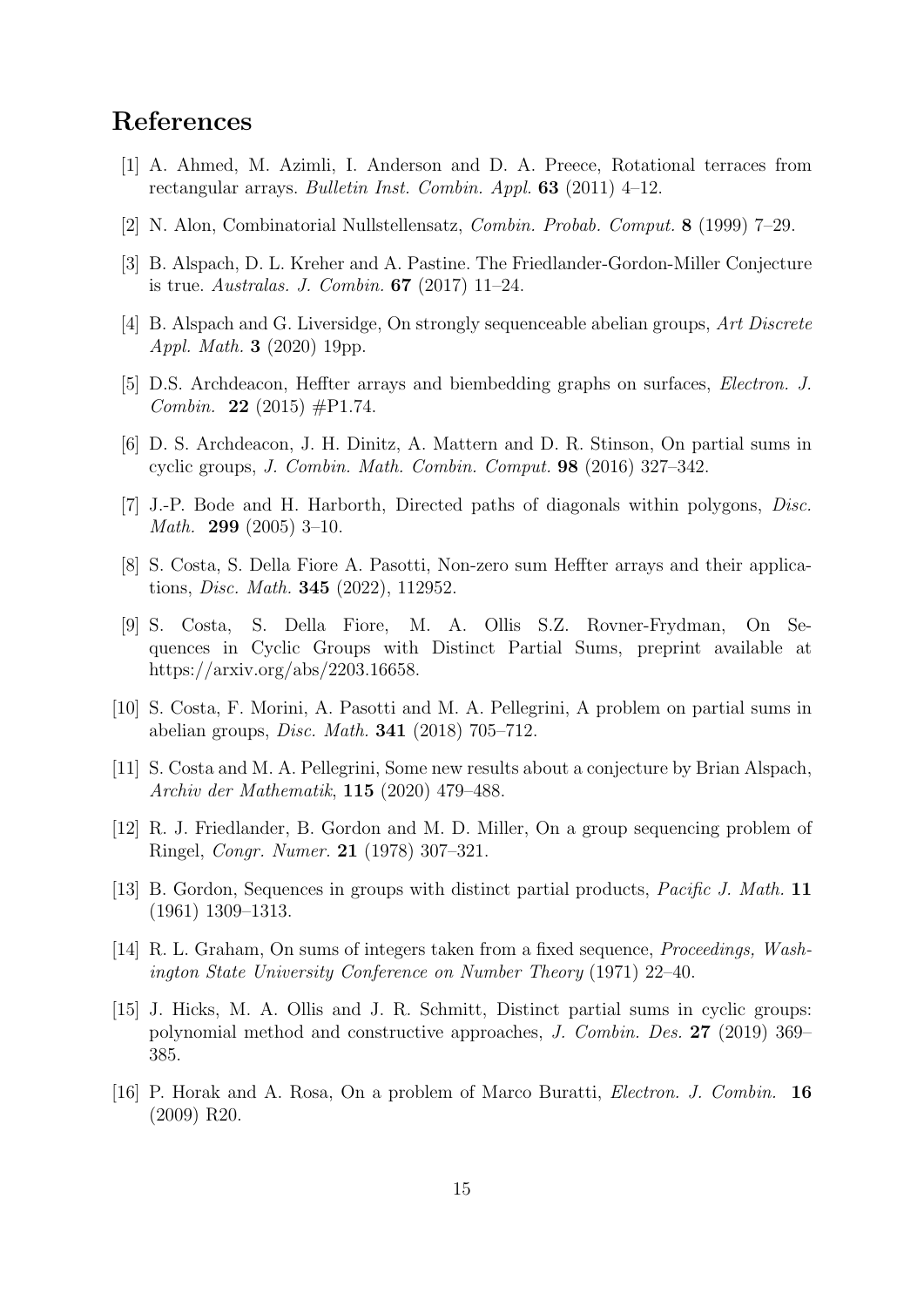# References

[1] A. Ahmed, M. Azimli, I. Anderson and D. A. Preece, Rotational terraces from rectangular arrays. *Bulletin Inst. Combin. Appl.* **63** (2011) 4–12.

[2] N. Alon, Combinatorial Nullstellensatz, *Combin. Probab. Comput.* **8** (1999) 7–29.

[3] B. Alspach, D. L. Kreher and A. Pastine. The Friedlander-Gordon-Miller Conjecture is true. *Australas. J. Combin.* **67** (2017) 11–24.

[4] B. Alspach and G. Liversidge, On strongly sequenceable abelian groups, *Art Discrete Appl. Math.* **3** (2020) 19pp.

[5] D.S. Archdeacon, Heffter arrays and biembedding graphs on surfaces, *Electron. J. Combin.* **22** (2015) #P1.74.

[6] D. S. Archdeacon, J. H. Dinitz, A. Mattern and D. R. Stinson, On partial sums in cyclic groups, *J. Combin. Math. Combin. Comput.* **98** (2016) 327–342.

[7] J.-P. Bode and H. Harborth, Directed paths of diagonals within polygons, *Disc. Math.* **299** (2005) 3–10.

[8] S. Costa, S. Della Fiore A. Pasotti, Non-zero sum Heffter arrays and their applications, *Disc. Math.* **345** (2022), 112952.

[9] S. Costa, S. Della Fiore, M. A. Ollis S.Z. Rovner-Frydman, On Sequences in Cyclic Groups with Distinct Partial Sums, preprint available at https://arxiv.org/abs/2203.16658.

[10] S. Costa, F. Morini, A. Pasotti and M. A. Pellegrini, A problem on partial sums in abelian groups, *Disc. Math.* **341** (2018) 705–712.

[11] S. Costa and M. A. Pellegrini, Some new results about a conjecture by Brian Alspach, *Archiv der Mathematik*, **115** (2020) 479–488.

[12] R. J. Friedlander, B. Gordon and M. D. Miller, On a group sequencing problem of Ringel, *Congr. Numer.* **21** (1978) 307–321.

[13] B. Gordon, Sequences in groups with distinct partial products, *Pacific J. Math.* **11** (1961) 1309–1313.

[14] R. L. Graham, On sums of integers taken from a fixed sequence, *Proceedings, Washington State University Conference on Number Theory* (1971) 22–40.

[15] J. Hicks, M. A. Ollis and J. R. Schmitt, Distinct partial sums in cyclic groups: polynomial method and constructive approaches, *J. Combin. Des.* **27** (2019) 369–385.

[16] P. Horak and A. Rosa, On a problem of Marco Buratti, *Electron. J. Combin.* **16** (2009) R20.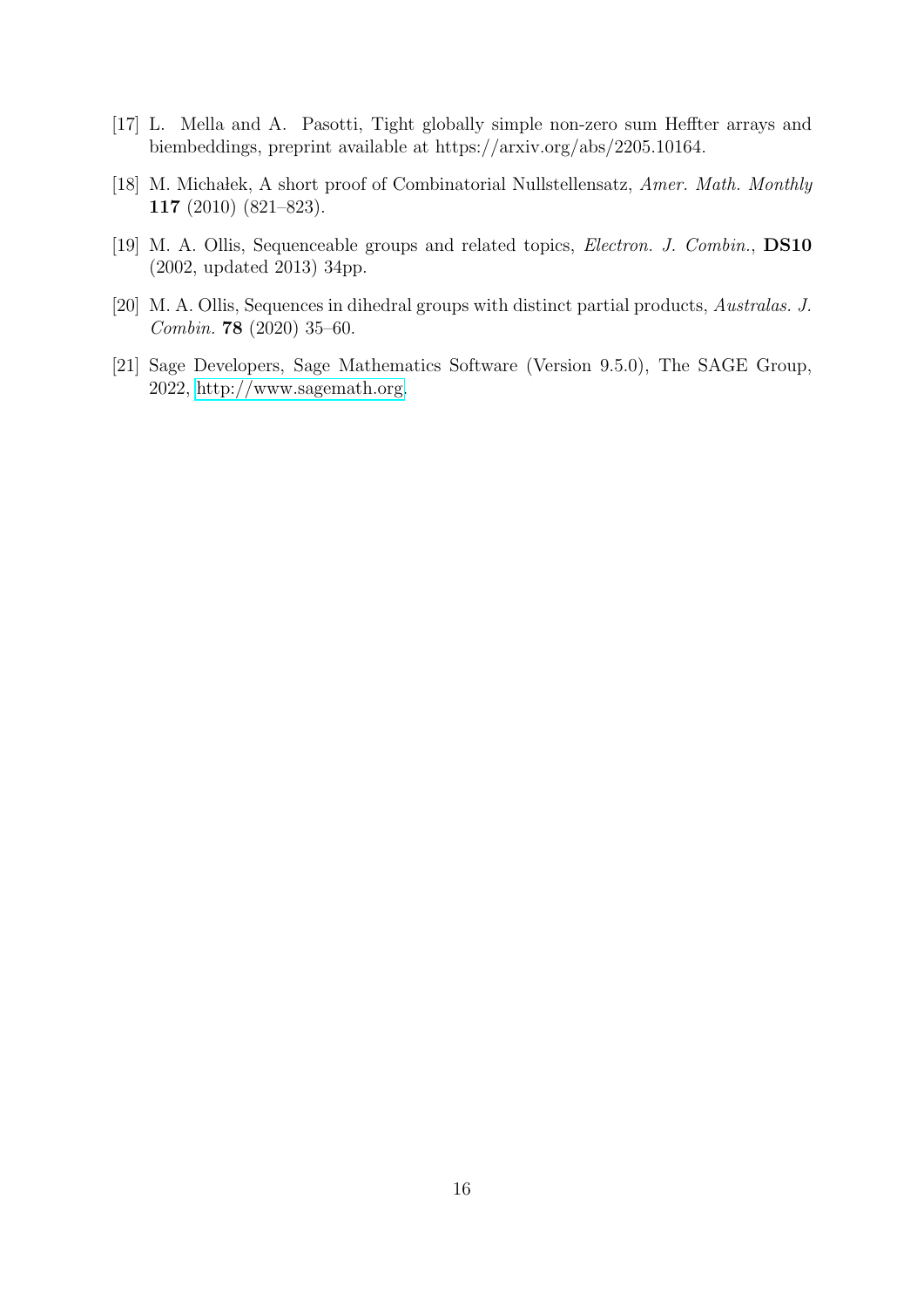[17] L. Mella and A. Pasotti, Tight globally simple non-zero sum Heffter arrays and biembeddings, preprint available at https://arxiv.org/abs/2205.10164.

[18] M. Michałek, A short proof of Combinatorial Nullstellensatz, *Amer. Math. Monthly* **117** (2010) (821–823).

[19] M. A. Ollis, Sequenceable groups and related topics, *Electron. J. Combin.*, **DS10** (2002, updated 2013) 34pp.

[20] M. A. Ollis, Sequences in dihedral groups with distinct partial products, *Australas. J. Combin.* **78** (2020) 35–60.

[21] Sage Developers, Sage Mathematics Software (Version 9.5.0), The SAGE Group, 2022, http://www.sagemath.org.